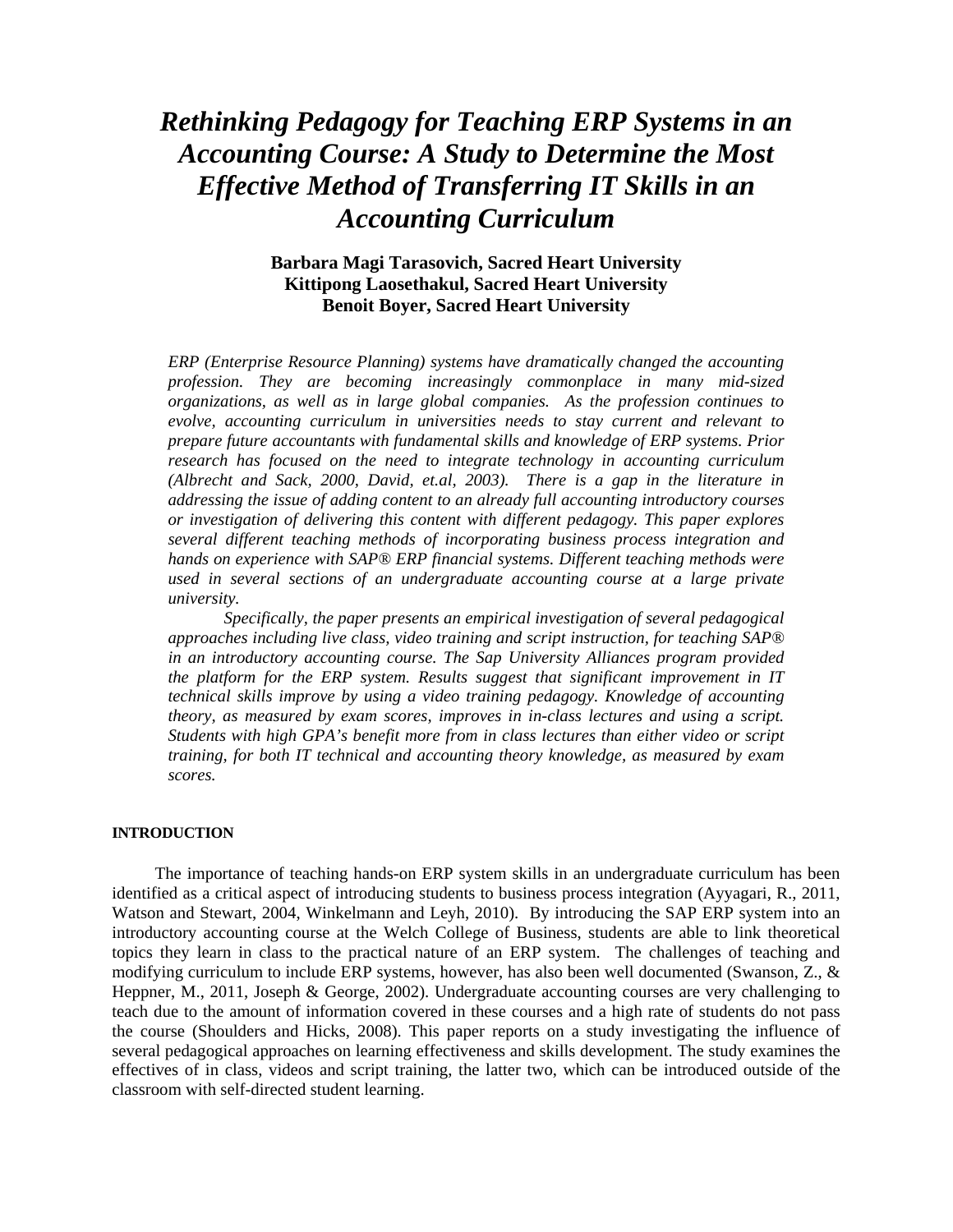# *Rethinking Pedagogy for Teaching ERP Systems in an Accounting Course: A Study to Determine the Most Effective Method of Transferring IT Skills in an Accounting Curriculum*

**Barbara Magi Tarasovich, Sacred Heart University**
**Kittipong Laosethakul, Sacred Heart University**
**Benoit Boyer, Sacred Heart University**

*ERP (Enterprise Resource Planning) systems have dramatically changed the accounting profession. They are becoming increasingly commonplace in many mid-sized organizations, as well as in large global companies. As the profession continues to evolve, accounting curriculum in universities needs to stay current and relevant to prepare future accountants with fundamental skills and knowledge of ERP systems. Prior research has focused on the need to integrate technology in accounting curriculum (Albrecht and Sack, 2000, David, et.al, 2003). There is a gap in the literature in addressing the issue of adding content to an already full accounting introductory courses or investigation of delivering this content with different pedagogy. This paper explores several different teaching methods of incorporating business process integration and hands on experience with SAP® ERP financial systems. Different teaching methods were used in several sections of an undergraduate accounting course at a large private university.*

*Specifically, the paper presents an empirical investigation of several pedagogical approaches including live class, video training and script instruction, for teaching SAP® in an introductory accounting course. The Sap University Alliances program provided the platform for the ERP system. Results suggest that significant improvement in IT technical skills improve by using a video training pedagogy. Knowledge of accounting theory, as measured by exam scores, improves in in-class lectures and using a script. Students with high GPA's benefit more from in class lectures than either video or script training, for both IT technical and accounting theory knowledge, as measured by exam scores.*

## INTRODUCTION

The importance of teaching hands-on ERP system skills in an undergraduate curriculum has been identified as a critical aspect of introducing students to business process integration (Ayyagari, R., 2011, Watson and Stewart, 2004, Winkelmann and Leyh, 2010). By introducing the SAP ERP system into an introductory accounting course at the Welch College of Business, students are able to link theoretical topics they learn in class to the practical nature of an ERP system. The challenges of teaching and modifying curriculum to include ERP systems, however, has also been well documented (Swanson, Z., & Heppner, M., 2011, Joseph & George, 2002). Undergraduate accounting courses are very challenging to teach due to the amount of information covered in these courses and a high rate of students do not pass the course (Shoulders and Hicks, 2008). This paper reports on a study investigating the influence of several pedagogical approaches on learning effectiveness and skills development. The study examines the effectives of in class, videos and script training, the latter two, which can be introduced outside of the classroom with self-directed student learning.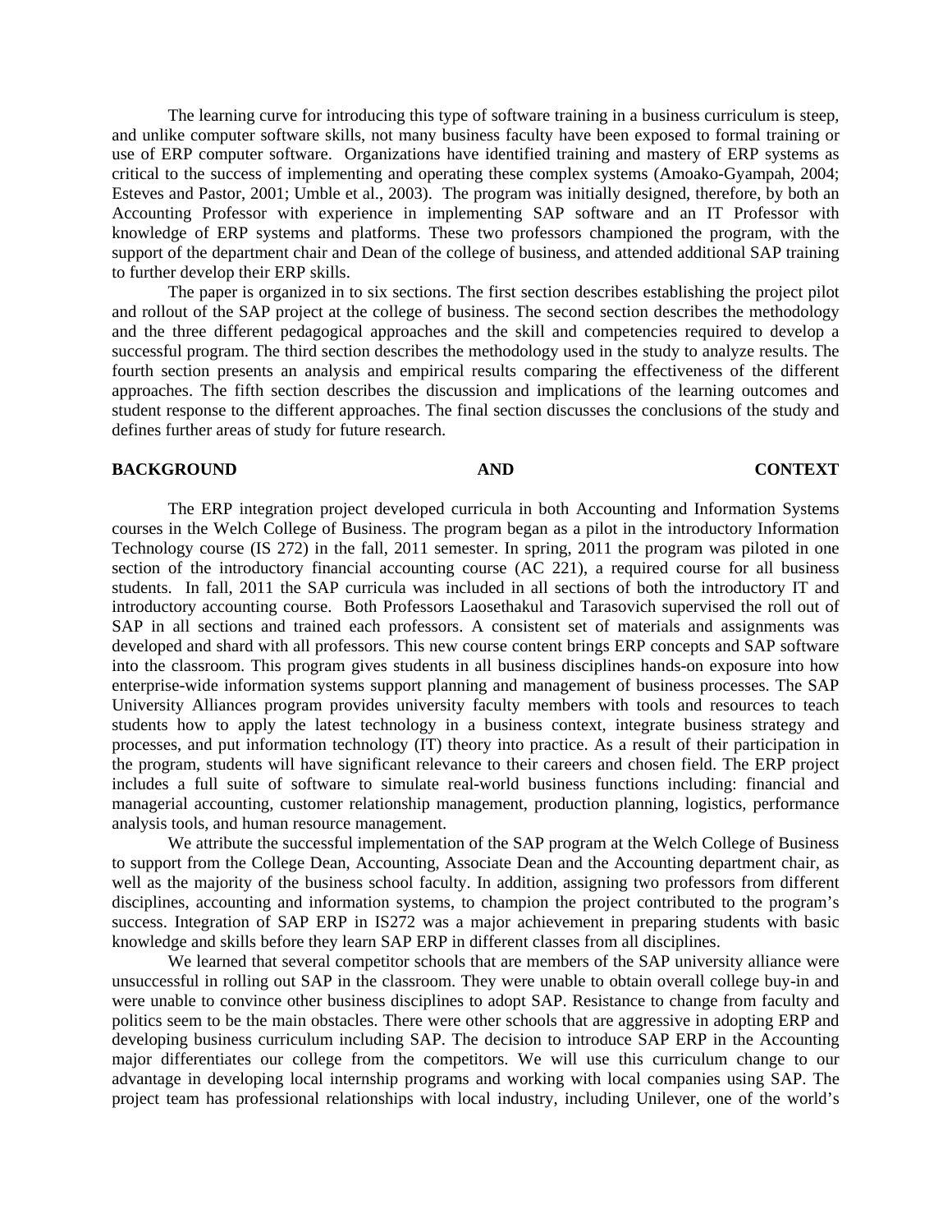The learning curve for introducing this type of software training in a business curriculum is steep, and unlike computer software skills, not many business faculty have been exposed to formal training or use of ERP computer software. Organizations have identified training and mastery of ERP systems as critical to the success of implementing and operating these complex systems (Amoako-Gyampah, 2004; Esteves and Pastor, 2001; Umble et al., 2003). The program was initially designed, therefore, by both an Accounting Professor with experience in implementing SAP software and an IT Professor with knowledge of ERP systems and platforms. These two professors championed the program, with the support of the department chair and Dean of the college of business, and attended additional SAP training to further develop their ERP skills.

The paper is organized in to six sections. The first section describes establishing the project pilot and rollout of the SAP project at the college of business. The second section describes the methodology and the three different pedagogical approaches and the skill and competencies required to develop a successful program. The third section describes the methodology used in the study to analyze results. The fourth section presents an analysis and empirical results comparing the effectiveness of the different approaches. The fifth section describes the discussion and implications of the learning outcomes and student response to the different approaches. The final section discusses the conclusions of the study and defines further areas of study for future research.

## BACKGROUND AND CONTEXT

The ERP integration project developed curricula in both Accounting and Information Systems courses in the Welch College of Business. The program began as a pilot in the introductory Information Technology course (IS 272) in the fall, 2011 semester. In spring, 2011 the program was piloted in one section of the introductory financial accounting course (AC 221), a required course for all business students. In fall, 2011 the SAP curricula was included in all sections of both the introductory IT and introductory accounting course. Both Professors Laosethakul and Tarasovich supervised the roll out of SAP in all sections and trained each professors. A consistent set of materials and assignments was developed and shard with all professors. This new course content brings ERP concepts and SAP software into the classroom. This program gives students in all business disciplines hands-on exposure into how enterprise-wide information systems support planning and management of business processes. The SAP University Alliances program provides university faculty members with tools and resources to teach students how to apply the latest technology in a business context, integrate business strategy and processes, and put information technology (IT) theory into practice. As a result of their participation in the program, students will have significant relevance to their careers and chosen field. The ERP project includes a full suite of software to simulate real-world business functions including: financial and managerial accounting, customer relationship management, production planning, logistics, performance analysis tools, and human resource management.

We attribute the successful implementation of the SAP program at the Welch College of Business to support from the College Dean, Accounting, Associate Dean and the Accounting department chair, as well as the majority of the business school faculty. In addition, assigning two professors from different disciplines, accounting and information systems, to champion the project contributed to the program's success. Integration of SAP ERP in IS272 was a major achievement in preparing students with basic knowledge and skills before they learn SAP ERP in different classes from all disciplines.

We learned that several competitor schools that are members of the SAP university alliance were unsuccessful in rolling out SAP in the classroom. They were unable to obtain overall college buy-in and were unable to convince other business disciplines to adopt SAP. Resistance to change from faculty and politics seem to be the main obstacles. There were other schools that are aggressive in adopting ERP and developing business curriculum including SAP. The decision to introduce SAP ERP in the Accounting major differentiates our college from the competitors. We will use this curriculum change to our advantage in developing local internship programs and working with local companies using SAP. The project team has professional relationships with local industry, including Unilever, one of the world's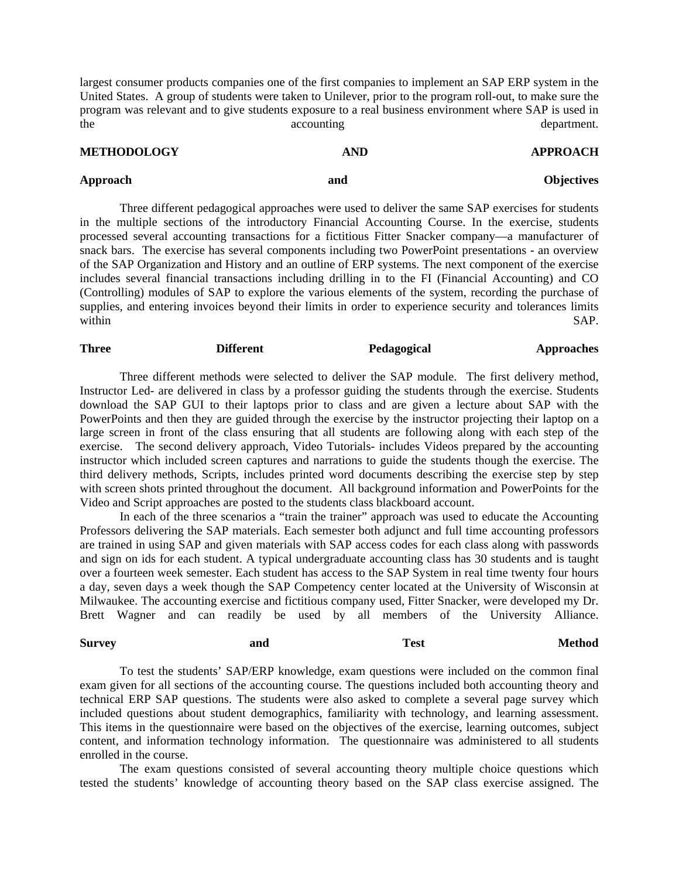largest consumer products companies one of the first companies to implement an SAP ERP system in the United States. A group of students were taken to Unilever, prior to the program roll-out, to make sure the program was relevant and to give students exposure to a real business environment where SAP is used in the accounting department.

## METHODOLOGY AND APPROACH

### Approach and Objectives

Three different pedagogical approaches were used to deliver the same SAP exercises for students in the multiple sections of the introductory Financial Accounting Course. In the exercise, students processed several accounting transactions for a fictitious Fitter Snacker company—a manufacturer of snack bars. The exercise has several components including two PowerPoint presentations - an overview of the SAP Organization and History and an outline of ERP systems. The next component of the exercise includes several financial transactions including drilling in to the FI (Financial Accounting) and CO (Controlling) modules of SAP to explore the various elements of the system, recording the purchase of supplies, and entering invoices beyond their limits in order to experience security and tolerances limits within SAP.

### Three Different Pedagogical Approaches

Three different methods were selected to deliver the SAP module. The first delivery method, Instructor Led- are delivered in class by a professor guiding the students through the exercise. Students download the SAP GUI to their laptops prior to class and are given a lecture about SAP with the PowerPoints and then they are guided through the exercise by the instructor projecting their laptop on a large screen in front of the class ensuring that all students are following along with each step of the exercise. The second delivery approach, Video Tutorials- includes Videos prepared by the accounting instructor which included screen captures and narrations to guide the students though the exercise. The third delivery methods, Scripts, includes printed word documents describing the exercise step by step with screen shots printed throughout the document. All background information and PowerPoints for the Video and Script approaches are posted to the students class blackboard account.

In each of the three scenarios a "train the trainer" approach was used to educate the Accounting Professors delivering the SAP materials. Each semester both adjunct and full time accounting professors are trained in using SAP and given materials with SAP access codes for each class along with passwords and sign on ids for each student. A typical undergraduate accounting class has 30 students and is taught over a fourteen week semester. Each student has access to the SAP System in real time twenty four hours a day, seven days a week though the SAP Competency center located at the University of Wisconsin at Milwaukee. The accounting exercise and fictitious company used, Fitter Snacker, were developed my Dr. Brett Wagner and can readily be used by all members of the University Alliance.

### Survey and Test Method

To test the students' SAP/ERP knowledge, exam questions were included on the common final exam given for all sections of the accounting course. The questions included both accounting theory and technical ERP SAP questions. The students were also asked to complete a several page survey which included questions about student demographics, familiarity with technology, and learning assessment. This items in the questionnaire were based on the objectives of the exercise, learning outcomes, subject content, and information technology information. The questionnaire was administered to all students enrolled in the course.

The exam questions consisted of several accounting theory multiple choice questions which tested the students' knowledge of accounting theory based on the SAP class exercise assigned. The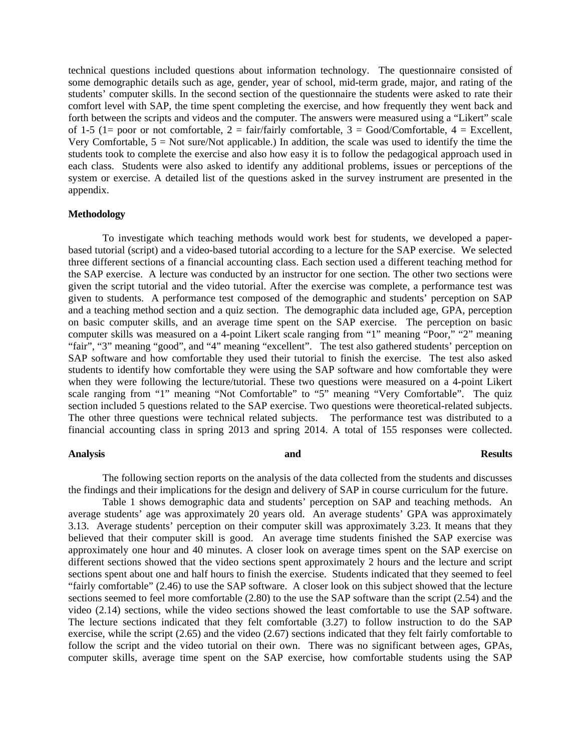technical questions included questions about information technology. The questionnaire consisted of some demographic details such as age, gender, year of school, mid-term grade, major, and rating of the students' computer skills. In the second section of the questionnaire the students were asked to rate their comfort level with SAP, the time spent completing the exercise, and how frequently they went back and forth between the scripts and videos and the computer. The answers were measured using a "Likert" scale of 1-5 (1= poor or not comfortable, 2 = fair/fairly comfortable, 3 = Good/Comfortable, 4 = Excellent, Very Comfortable, 5 = Not sure/Not applicable.) In addition, the scale was used to identify the time the students took to complete the exercise and also how easy it is to follow the pedagogical approach used in each class. Students were also asked to identify any additional problems, issues or perceptions of the system or exercise. A detailed list of the questions asked in the survey instrument are presented in the appendix.

**Methodology**

To investigate which teaching methods would work best for students, we developed a paper-based tutorial (script) and a video-based tutorial according to a lecture for the SAP exercise. We selected three different sections of a financial accounting class. Each section used a different teaching method for the SAP exercise. A lecture was conducted by an instructor for one section. The other two sections were given the script tutorial and the video tutorial. After the exercise was complete, a performance test was given to students. A performance test composed of the demographic and students' perception on SAP and a teaching method section and a quiz section. The demographic data included age, GPA, perception on basic computer skills, and an average time spent on the SAP exercise. The perception on basic computer skills was measured on a 4-point Likert scale ranging from "1" meaning "Poor," "2" meaning "fair", "3" meaning "good", and "4" meaning "excellent". The test also gathered students' perception on SAP software and how comfortable they used their tutorial to finish the exercise. The test also asked students to identify how comfortable they were using the SAP software and how comfortable they were when they were following the lecture/tutorial. These two questions were measured on a 4-point Likert scale ranging from "1" meaning "Not Comfortable" to "5" meaning "Very Comfortable". The quiz section included 5 questions related to the SAP exercise. Two questions were theoretical-related subjects. The other three questions were technical related subjects. The performance test was distributed to a financial accounting class in spring 2013 and spring 2014. A total of 155 responses were collected.

**Analysis and Results**

The following section reports on the analysis of the data collected from the students and discusses the findings and their implications for the design and delivery of SAP in course curriculum for the future.

Table 1 shows demographic data and students' perception on SAP and teaching methods. An average students' age was approximately 20 years old. An average students' GPA was approximately 3.13. Average students' perception on their computer skill was approximately 3.23. It means that they believed that their computer skill is good. An average time students finished the SAP exercise was approximately one hour and 40 minutes. A closer look on average times spent on the SAP exercise on different sections showed that the video sections spent approximately 2 hours and the lecture and script sections spent about one and half hours to finish the exercise. Students indicated that they seemed to feel "fairly comfortable" (2.46) to use the SAP software. A closer look on this subject showed that the lecture sections seemed to feel more comfortable (2.80) to the use the SAP software than the script (2.54) and the video (2.14) sections, while the video sections showed the least comfortable to use the SAP software. The lecture sections indicated that they felt comfortable (3.27) to follow instruction to do the SAP exercise, while the script (2.65) and the video (2.67) sections indicated that they felt fairly comfortable to follow the script and the video tutorial on their own. There was no significant between ages, GPAs, computer skills, average time spent on the SAP exercise, how comfortable students using the SAP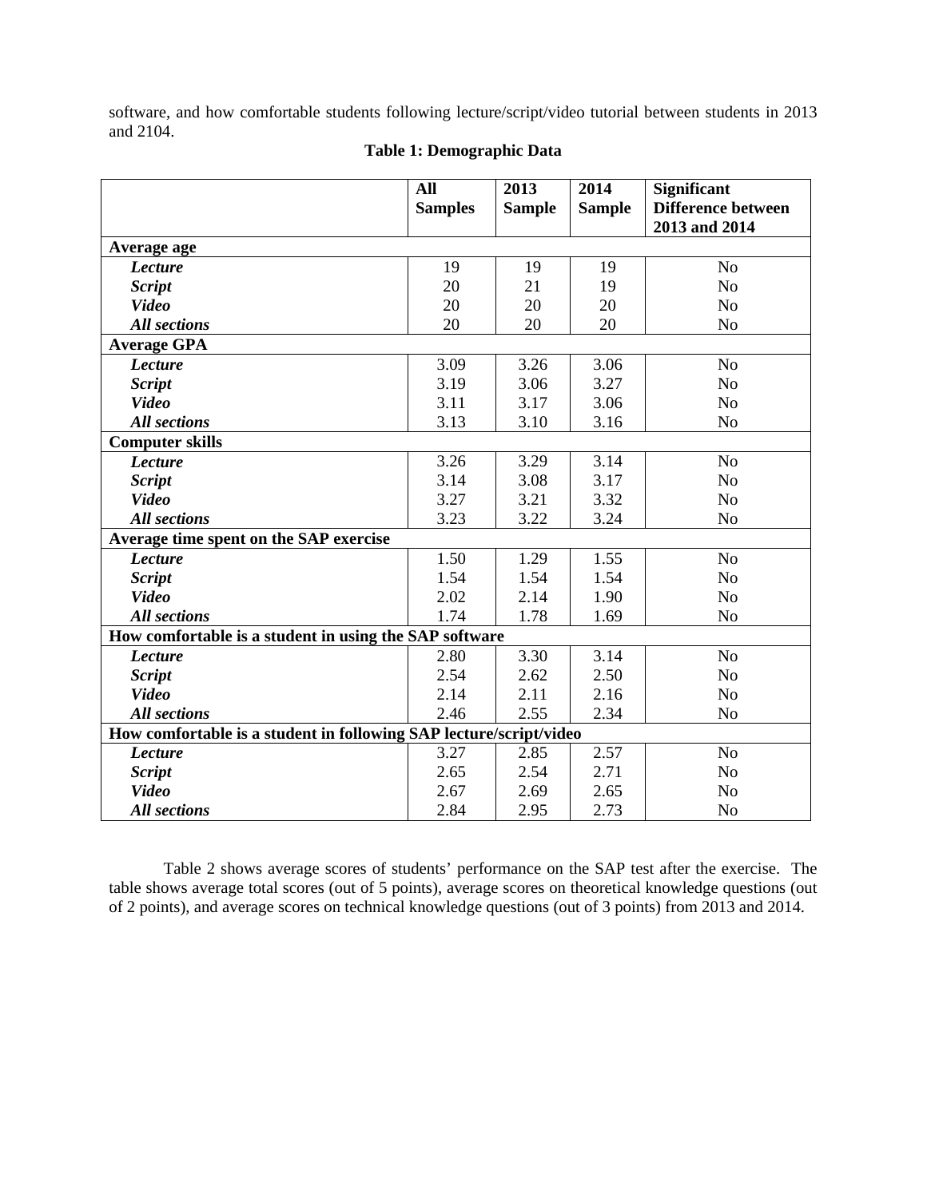software, and how comfortable students following lecture/script/video tutorial between students in 2013 and 2104.

**Table 1: Demographic Data**

| | **All Samples** | **2013 Sample** | **2014 Sample** | **Significant Difference between 2013 and 2014** |
|---|---|---|---|---|
| **Average age** | | | | |
| ***Lecture*** | 19 | 19 | 19 | No |
| ***Script*** | 20 | 21 | 19 | No |
| ***Video*** | 20 | 20 | 20 | No |
| ***All sections*** | 20 | 20 | 20 | No |
| **Average GPA** | | | | |
| ***Lecture*** | 3.09 | 3.26 | 3.06 | No |
| ***Script*** | 3.19 | 3.06 | 3.27 | No |
| ***Video*** | 3.11 | 3.17 | 3.06 | No |
| ***All sections*** | 3.13 | 3.10 | 3.16 | No |
| **Computer skills** | | | | |
| ***Lecture*** | 3.26 | 3.29 | 3.14 | No |
| ***Script*** | 3.14 | 3.08 | 3.17 | No |
| ***Video*** | 3.27 | 3.21 | 3.32 | No |
| ***All sections*** | 3.23 | 3.22 | 3.24 | No |
| **Average time spent on the SAP exercise** | | | | |
| ***Lecture*** | 1.50 | 1.29 | 1.55 | No |
| ***Script*** | 1.54 | 1.54 | 1.54 | No |
| ***Video*** | 2.02 | 2.14 | 1.90 | No |
| ***All sections*** | 1.74 | 1.78 | 1.69 | No |
| **How comfortable is a student in using the SAP software** | | | | |
| ***Lecture*** | 2.80 | 3.30 | 3.14 | No |
| ***Script*** | 2.54 | 2.62 | 2.50 | No |
| ***Video*** | 2.14 | 2.11 | 2.16 | No |
| ***All sections*** | 2.46 | 2.55 | 2.34 | No |
| **How comfortable is a student in following SAP lecture/script/video** | | | | |
| ***Lecture*** | 3.27 | 2.85 | 2.57 | No |
| ***Script*** | 2.65 | 2.54 | 2.71 | No |
| ***Video*** | 2.67 | 2.69 | 2.65 | No |
| ***All sections*** | 2.84 | 2.95 | 2.73 | No |

Table 2 shows average scores of students' performance on the SAP test after the exercise. The table shows average total scores (out of 5 points), average scores on theoretical knowledge questions (out of 2 points), and average scores on technical knowledge questions (out of 3 points) from 2013 and 2014.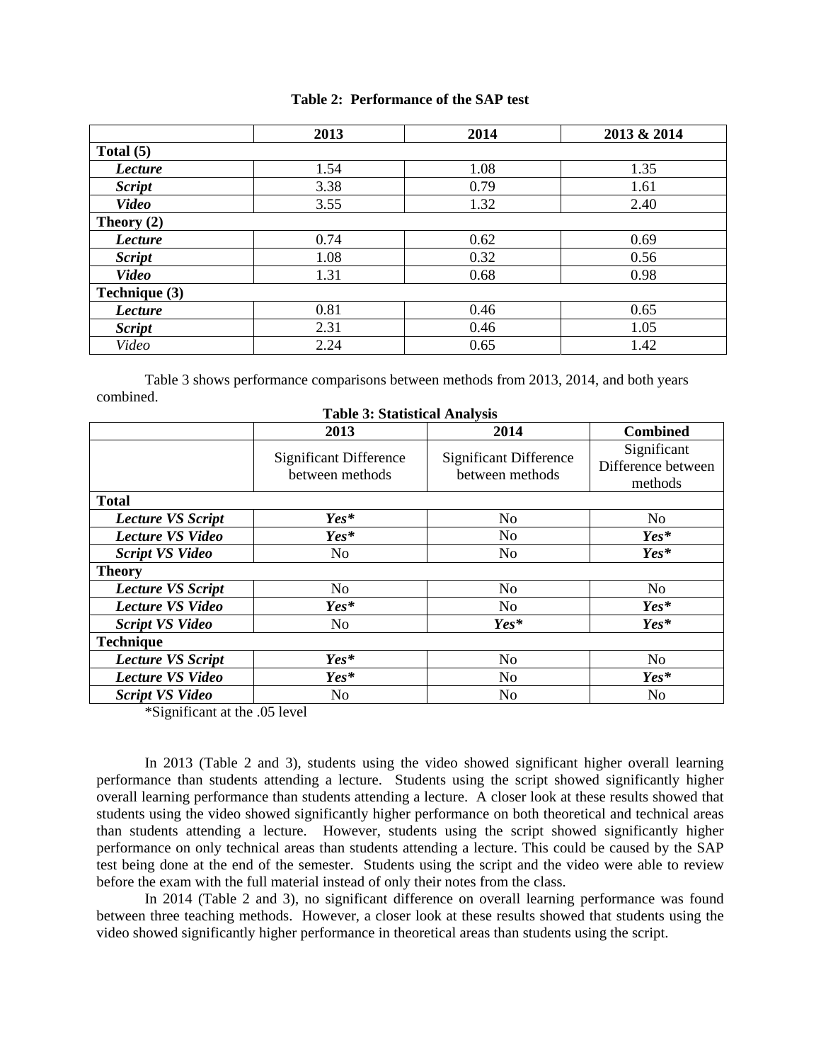**Table 2: Performance of the SAP test**

| | 2013 | 2014 | 2013 & 2014 |
|---|---|---|---|
| **Total (5)** | | | |
| ***Lecture*** | 1.54 | 1.08 | 1.35 |
| ***Script*** | 3.38 | 0.79 | 1.61 |
| ***Video*** | 3.55 | 1.32 | 2.40 |
| **Theory (2)** | | | |
| ***Lecture*** | 0.74 | 0.62 | 0.69 |
| ***Script*** | 1.08 | 0.32 | 0.56 |
| ***Video*** | 1.31 | 0.68 | 0.98 |
| **Technique (3)** | | | |
| ***Lecture*** | 0.81 | 0.46 | 0.65 |
| ***Script*** | 2.31 | 0.46 | 1.05 |
| *Video* | 2.24 | 0.65 | 1.42 |

Table 3 shows performance comparisons between methods from 2013, 2014, and both years combined.

**Table 3: Statistical Analysis**

| | 2013 | 2014 | Combined |
|---|---|---|---|
| | Significant Difference between methods | Significant Difference between methods | Significant Difference between methods |
| **Total** | | | |
| ***Lecture VS Script*** | ***Yes**** | No | No |
| ***Lecture VS Video*** | ***Yes**** | No | ***Yes**** |
| ***Script VS Video*** | No | No | ***Yes**** |
| **Theory** | | | |
| ***Lecture VS Script*** | No | No | No |
| ***Lecture VS Video*** | ***Yes**** | No | ***Yes**** |
| ***Script VS Video*** | No | ***Yes**** | ***Yes**** |
| **Technique** | | | |
| ***Lecture VS Script*** | ***Yes**** | No | No |
| ***Lecture VS Video*** | ***Yes**** | No | ***Yes**** |
| ***Script VS Video*** | No | No | No |

*Significant at the .05 level

In 2013 (Table 2 and 3), students using the video showed significant higher overall learning performance than students attending a lecture. Students using the script showed significantly higher overall learning performance than students attending a lecture. A closer look at these results showed that students using the video showed significantly higher performance on both theoretical and technical areas than students attending a lecture. However, students using the script showed significantly higher performance on only technical areas than students attending a lecture. This could be caused by the SAP test being done at the end of the semester. Students using the script and the video were able to review before the exam with the full material instead of only their notes from the class.

In 2014 (Table 2 and 3), no significant difference on overall learning performance was found between three teaching methods. However, a closer look at these results showed that students using the video showed significantly higher performance in theoretical areas than students using the script.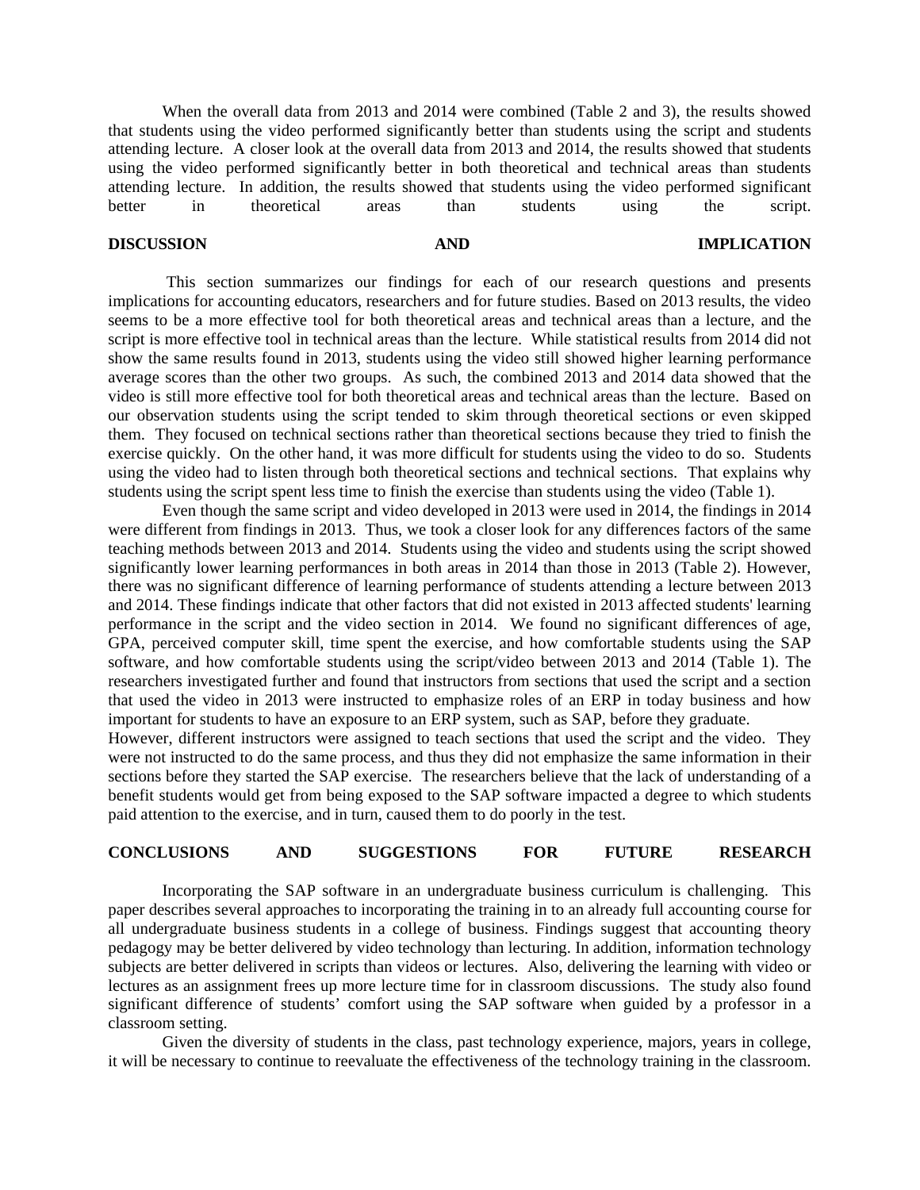When the overall data from 2013 and 2014 were combined (Table 2 and 3), the results showed that students using the video performed significantly better than students using the script and students attending lecture. A closer look at the overall data from 2013 and 2014, the results showed that students using the video performed significantly better in both theoretical and technical areas than students attending lecture. In addition, the results showed that students using the video performed significant better in theoretical areas than students using the script.

## DISCUSSION AND IMPLICATION

This section summarizes our findings for each of our research questions and presents implications for accounting educators, researchers and for future studies. Based on 2013 results, the video seems to be a more effective tool for both theoretical areas and technical areas than a lecture, and the script is more effective tool in technical areas than the lecture. While statistical results from 2014 did not show the same results found in 2013, students using the video still showed higher learning performance average scores than the other two groups. As such, the combined 2013 and 2014 data showed that the video is still more effective tool for both theoretical areas and technical areas than the lecture. Based on our observation students using the script tended to skim through theoretical sections or even skipped them. They focused on technical sections rather than theoretical sections because they tried to finish the exercise quickly. On the other hand, it was more difficult for students using the video to do so. Students using the video had to listen through both theoretical sections and technical sections. That explains why students using the script spent less time to finish the exercise than students using the video (Table 1).

Even though the same script and video developed in 2013 were used in 2014, the findings in 2014 were different from findings in 2013. Thus, we took a closer look for any differences factors of the same teaching methods between 2013 and 2014. Students using the video and students using the script showed significantly lower learning performances in both areas in 2014 than those in 2013 (Table 2). However, there was no significant difference of learning performance of students attending a lecture between 2013 and 2014. These findings indicate that other factors that did not existed in 2013 affected students' learning performance in the script and the video section in 2014. We found no significant differences of age, GPA, perceived computer skill, time spent the exercise, and how comfortable students using the SAP software, and how comfortable students using the script/video between 2013 and 2014 (Table 1). The researchers investigated further and found that instructors from sections that used the script and a section that used the video in 2013 were instructed to emphasize roles of an ERP in today business and how important for students to have an exposure to an ERP system, such as SAP, before they graduate. However, different instructors were assigned to teach sections that used the script and the video. They were not instructed to do the same process, and thus they did not emphasize the same information in their sections before they started the SAP exercise. The researchers believe that the lack of understanding of a benefit students would get from being exposed to the SAP software impacted a degree to which students paid attention to the exercise, and in turn, caused them to do poorly in the test.

## CONCLUSIONS AND SUGGESTIONS FOR FUTURE RESEARCH

Incorporating the SAP software in an undergraduate business curriculum is challenging. This paper describes several approaches to incorporating the training in to an already full accounting course for all undergraduate business students in a college of business. Findings suggest that accounting theory pedagogy may be better delivered by video technology than lecturing. In addition, information technology subjects are better delivered in scripts than videos or lectures. Also, delivering the learning with video or lectures as an assignment frees up more lecture time for in classroom discussions. The study also found significant difference of students' comfort using the SAP software when guided by a professor in a classroom setting.

Given the diversity of students in the class, past technology experience, majors, years in college, it will be necessary to continue to reevaluate the effectiveness of the technology training in the classroom.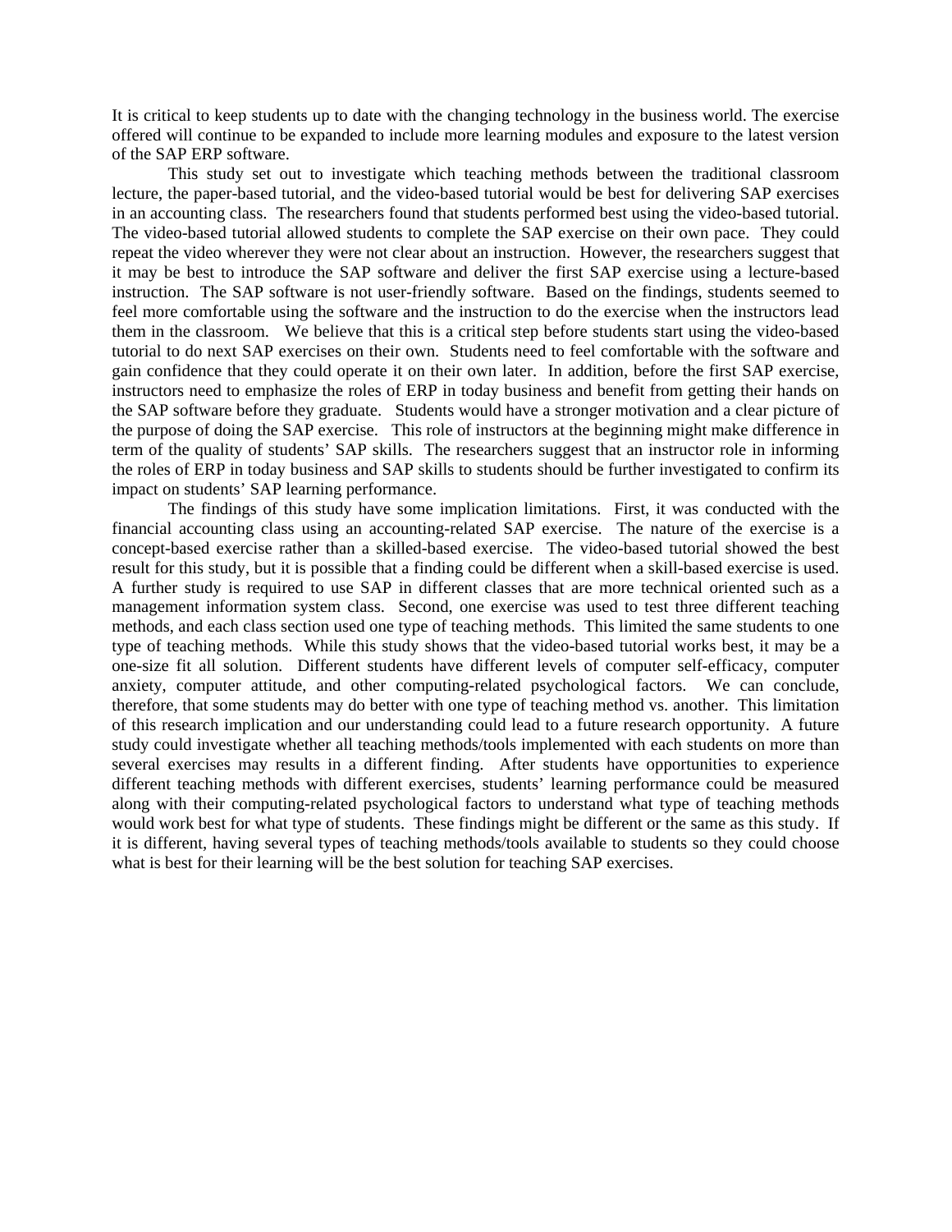It is critical to keep students up to date with the changing technology in the business world. The exercise offered will continue to be expanded to include more learning modules and exposure to the latest version of the SAP ERP software.

This study set out to investigate which teaching methods between the traditional classroom lecture, the paper-based tutorial, and the video-based tutorial would be best for delivering SAP exercises in an accounting class. The researchers found that students performed best using the video-based tutorial. The video-based tutorial allowed students to complete the SAP exercise on their own pace. They could repeat the video wherever they were not clear about an instruction. However, the researchers suggest that it may be best to introduce the SAP software and deliver the first SAP exercise using a lecture-based instruction. The SAP software is not user-friendly software. Based on the findings, students seemed to feel more comfortable using the software and the instruction to do the exercise when the instructors lead them in the classroom. We believe that this is a critical step before students start using the video-based tutorial to do next SAP exercises on their own. Students need to feel comfortable with the software and gain confidence that they could operate it on their own later. In addition, before the first SAP exercise, instructors need to emphasize the roles of ERP in today business and benefit from getting their hands on the SAP software before they graduate. Students would have a stronger motivation and a clear picture of the purpose of doing the SAP exercise. This role of instructors at the beginning might make difference in term of the quality of students' SAP skills. The researchers suggest that an instructor role in informing the roles of ERP in today business and SAP skills to students should be further investigated to confirm its impact on students' SAP learning performance.

The findings of this study have some implication limitations. First, it was conducted with the financial accounting class using an accounting-related SAP exercise. The nature of the exercise is a concept-based exercise rather than a skilled-based exercise. The video-based tutorial showed the best result for this study, but it is possible that a finding could be different when a skill-based exercise is used. A further study is required to use SAP in different classes that are more technical oriented such as a management information system class. Second, one exercise was used to test three different teaching methods, and each class section used one type of teaching methods. This limited the same students to one type of teaching methods. While this study shows that the video-based tutorial works best, it may be a one-size fit all solution. Different students have different levels of computer self-efficacy, computer anxiety, computer attitude, and other computing-related psychological factors. We can conclude, therefore, that some students may do better with one type of teaching method vs. another. This limitation of this research implication and our understanding could lead to a future research opportunity. A future study could investigate whether all teaching methods/tools implemented with each students on more than several exercises may results in a different finding. After students have opportunities to experience different teaching methods with different exercises, students' learning performance could be measured along with their computing-related psychological factors to understand what type of teaching methods would work best for what type of students. These findings might be different or the same as this study. If it is different, having several types of teaching methods/tools available to students so they could choose what is best for their learning will be the best solution for teaching SAP exercises.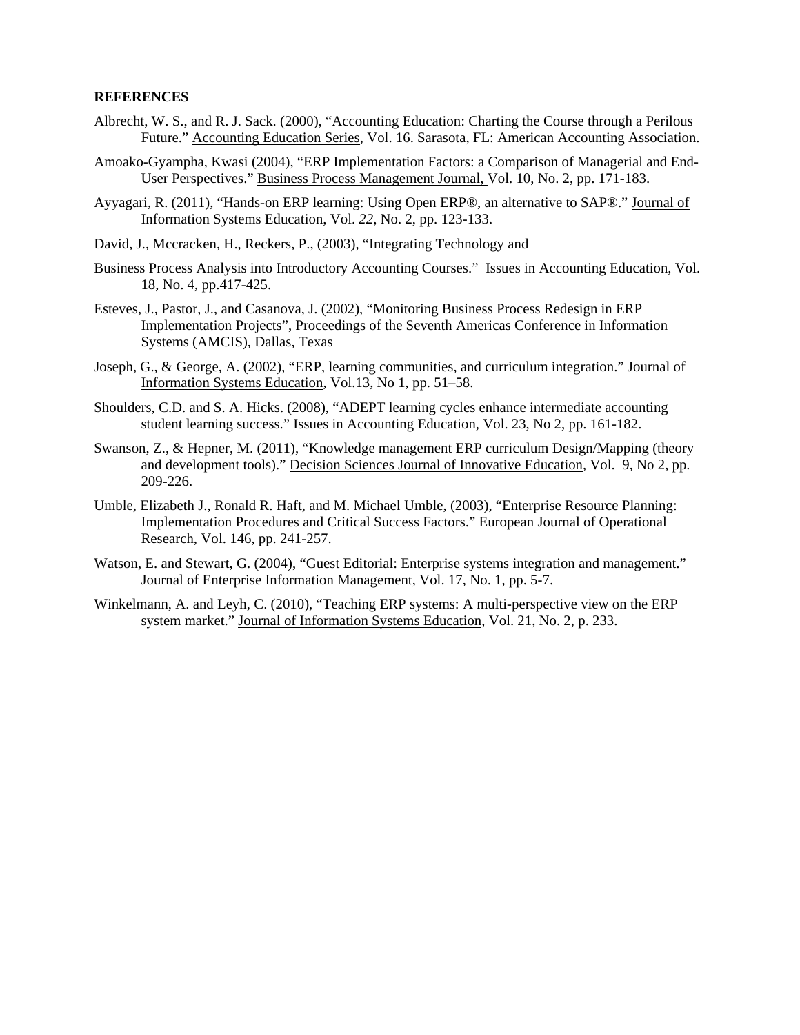**REFERENCES**

Albrecht, W. S., and R. J. Sack. (2000), "Accounting Education: Charting the Course through a Perilous Future." Accounting Education Series, Vol. 16. Sarasota, FL: American Accounting Association.

Amoako-Gyampha, Kwasi (2004), "ERP Implementation Factors: a Comparison of Managerial and End-User Perspectives." Business Process Management Journal, Vol. 10, No. 2, pp. 171-183.

Ayyagari, R. (2011), "Hands-on ERP learning: Using Open ERP®, an alternative to SAP®." Journal of Information Systems Education, Vol. *22*, No. 2, pp. 123-133.

David, J., Mccracken, H., Reckers, P., (2003), "Integrating Technology and

Business Process Analysis into Introductory Accounting Courses." Issues in Accounting Education, Vol. 18, No. 4, pp.417-425.

Esteves, J., Pastor, J., and Casanova, J. (2002), "Monitoring Business Process Redesign in ERP Implementation Projects", Proceedings of the Seventh Americas Conference in Information Systems (AMCIS), Dallas, Texas

Joseph, G., & George, A. (2002), "ERP, learning communities, and curriculum integration." Journal of Information Systems Education, Vol.13, No 1, pp. 51–58.

Shoulders, C.D. and S. A. Hicks. (2008), "ADEPT learning cycles enhance intermediate accounting student learning success." Issues in Accounting Education, Vol. 23, No 2, pp. 161-182.

Swanson, Z., & Hepner, M. (2011), "Knowledge management ERP curriculum Design/Mapping (theory and development tools)." Decision Sciences Journal of Innovative Education, Vol. 9, No 2, pp. 209-226.

Umble, Elizabeth J., Ronald R. Haft, and M. Michael Umble, (2003), "Enterprise Resource Planning: Implementation Procedures and Critical Success Factors." European Journal of Operational Research, Vol. 146, pp. 241-257.

Watson, E. and Stewart, G. (2004), "Guest Editorial: Enterprise systems integration and management." Journal of Enterprise Information Management, Vol. 17, No. 1, pp. 5-7.

Winkelmann, A. and Leyh, C. (2010), "Teaching ERP systems: A multi-perspective view on the ERP system market." Journal of Information Systems Education, Vol. 21, No. 2, p. 233.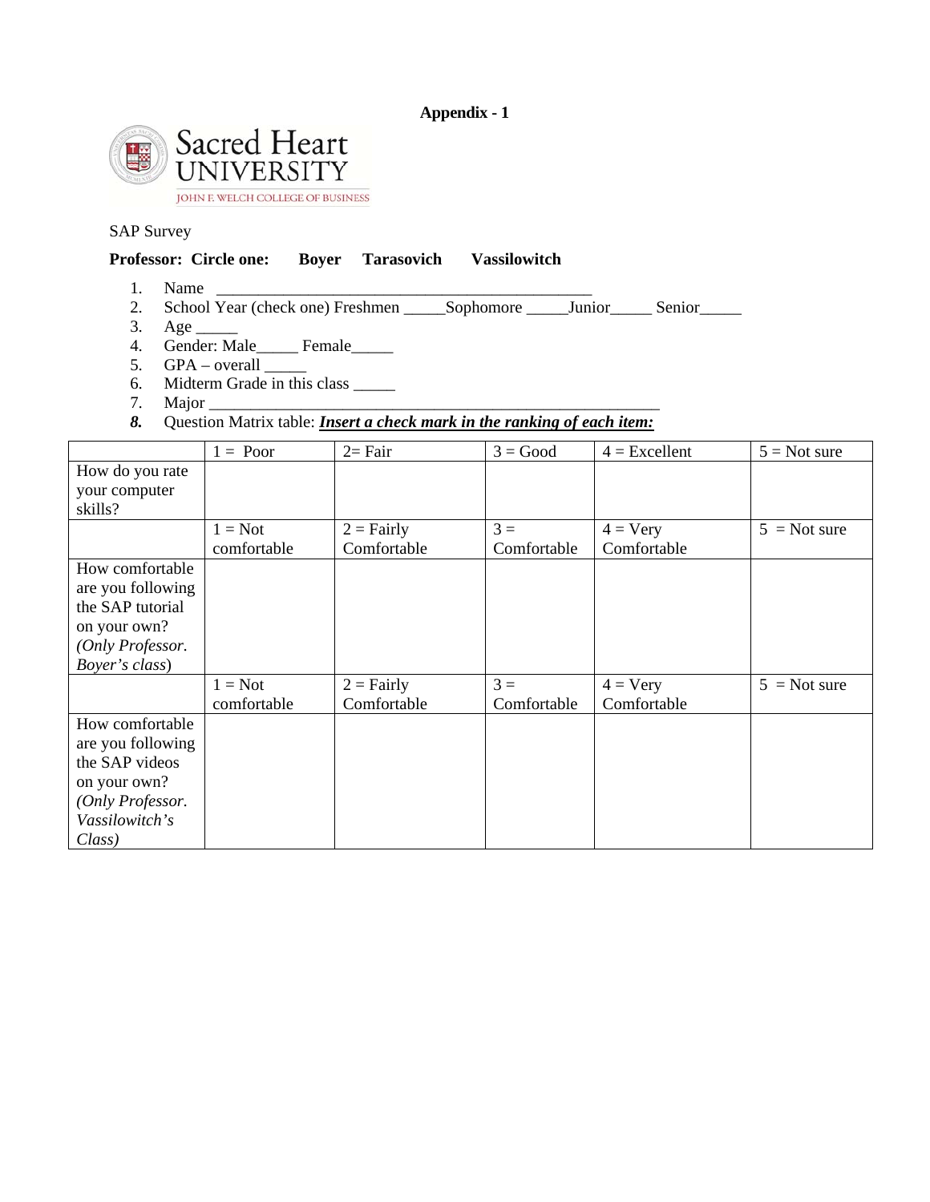**Appendix - 1**

Sacred Heart UNIVERSITY

JOHN F. WELCH COLLEGE OF BUSINESS

SAP Survey

**Professor: Circle one: Boyer Tarasovich Vassilowitch**

1. Name _______________________________________________
2. School Year (check one) Freshmen _____Sophomore _____Junior_____ Senior_____
3. Age _____
4. Gender: Male_____ Female_____
5. GPA – overall _____
6. Midterm Grade in this class _____
7. Major _________________________________________________________
8. Question Matrix table: ***Insert a check mark in the ranking of each item:***

| | 1 = Poor | 2= Fair | 3 = Good | 4 = Excellent | 5 = Not sure |
|---|---|---|---|---|---|
| How do you rate your computer skills? | | | | | |
| | 1 = Not comfortable | 2 = Fairly Comfortable | 3 = Comfortable | 4 = Very Comfortable | 5 = Not sure |
| How comfortable are you following the SAP tutorial on your own? *(Only Professor. Boyer's class*) | | | | | |
| | 1 = Not comfortable | 2 = Fairly Comfortable | 3 = Comfortable | 4 = Very Comfortable | 5 = Not sure |
| How comfortable are you following the SAP videos on your own? *(Only Professor. Vassilowitch's Class)* | | | | | |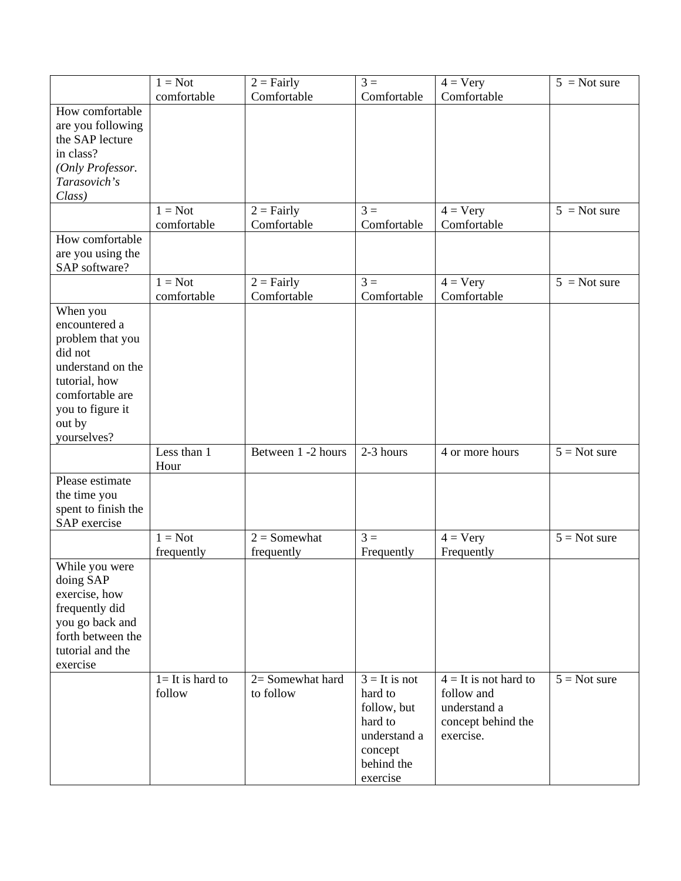| | 1 = Not comfortable | 2 = Fairly Comfortable | 3 = Comfortable | 4 = Very Comfortable | 5 = Not sure |
|---|---|---|---|---|---|
| How comfortable are you following the SAP lecture in class? *(Only Professor. Tarasovich's Class)* | | | | | |
| | 1 = Not comfortable | 2 = Fairly Comfortable | 3 = Comfortable | 4 = Very Comfortable | 5 = Not sure |
| How comfortable are you using the SAP software? | | | | | |
| | 1 = Not comfortable | 2 = Fairly Comfortable | 3 = Comfortable | 4 = Very Comfortable | 5 = Not sure |
| When you encountered a problem that you did not understand on the tutorial, how comfortable are you to figure it out by yourselves? | | | | | |
| | Less than 1 Hour | Between 1 -2 hours | 2-3 hours | 4 or more hours | 5 = Not sure |
| Please estimate the time you spent to finish the SAP exercise | | | | | |
| | 1 = Not frequently | 2 = Somewhat frequently | 3 = Frequently | 4 = Very Frequently | 5 = Not sure |
| While you were doing SAP exercise, how frequently did you go back and forth between the tutorial and the exercise | | | | | |
| | 1= It is hard to follow | 2= Somewhat hard to follow | 3 = It is not hard to follow, but hard to understand a concept behind the exercise | 4 = It is not hard to follow and understand a concept behind the exercise. | 5 = Not sure |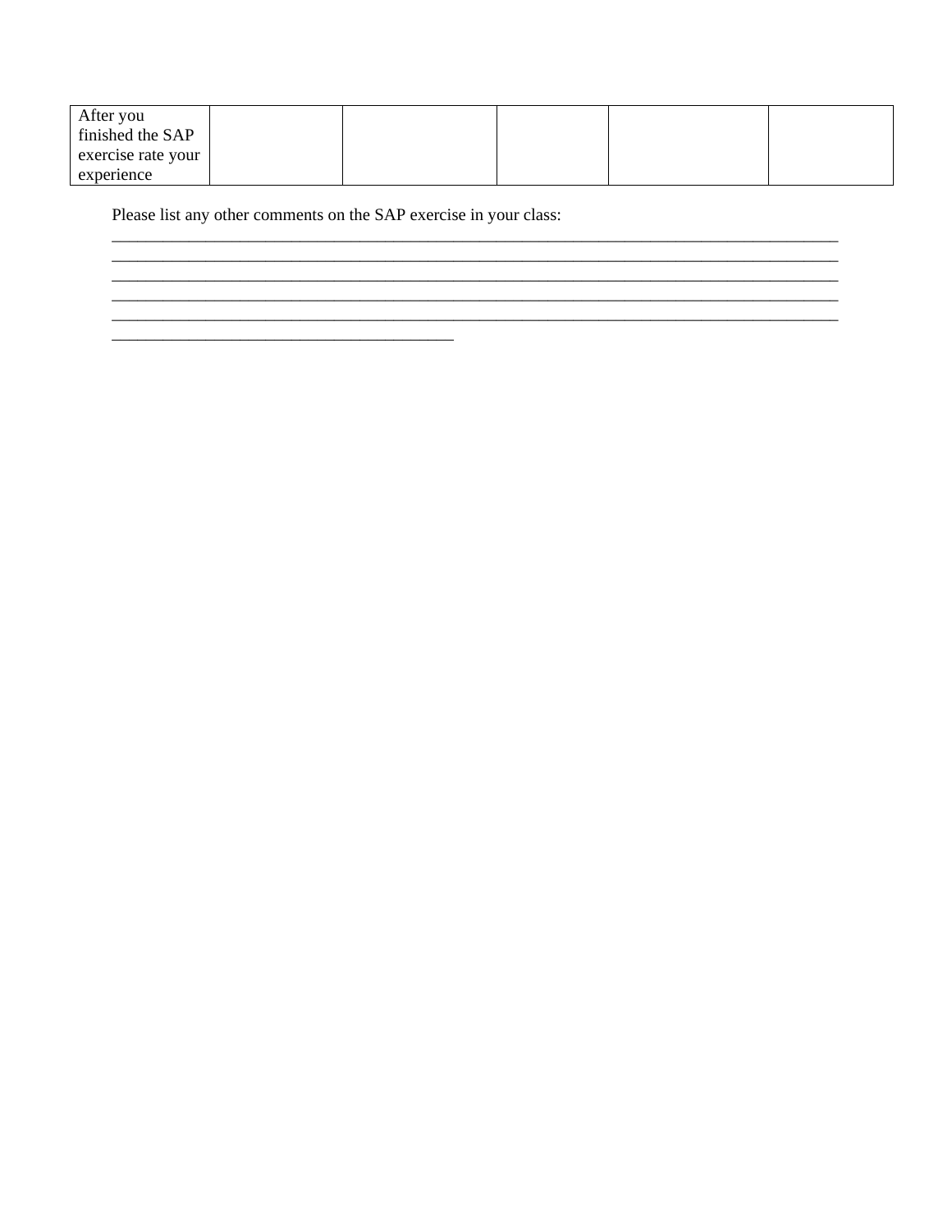| | | | | | |
|---|---|---|---|---|---|
| After you finished the SAP exercise rate your experience | | | | | |

Please list any other comments on the SAP exercise in your class:
__________________________________________________________________________________________
__________________________________________________________________________________________
__________________________________________________________________________________________
__________________________________________________________________________________________
__________________________________________________________________________________________
__________________________________________